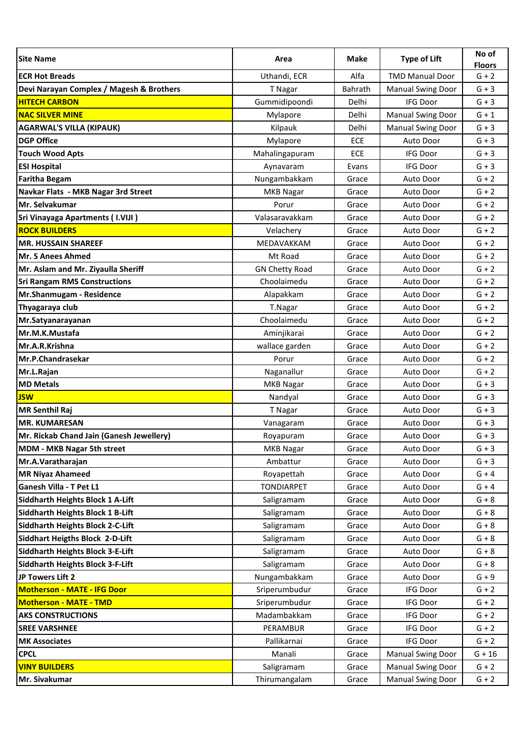| Site Name | Area | Make | Type of Lift | No of Floors |
|---|---|---|---|---|
| ECR Hot Breads | Uthandi, ECR | Alfa | TMD Manual Door | G + 2 |
| Devi Narayan Complex / Magesh & Brothers | T Nagar | Bahrath | Manual Swing Door | G + 3 |
| HITECH CARBON | Gummidipoondi | Delhi | IFG Door | G + 3 |
| NAC SILVER MINE | Mylapore | Delhi | Manual Swing Door | G + 1 |
| AGARWAL'S VILLA (KIPAUK) | Kilpauk | Delhi | Manual Swing Door | G + 3 |
| DGP Office | Mylapore | ECE | Auto Door | G + 3 |
| Touch Wood Apts | Mahalingapuram | ECE | IFG Door | G + 3 |
| ESI Hospital | Aynavaram | Evans | IFG Door | G + 3 |
| Faritha Begam | Nungambakkam | Grace | Auto Door | G + 2 |
| Navkar Flats - MKB Nagar 3rd Street | MKB Nagar | Grace | Auto Door | G + 2 |
| Mr. Selvakumar | Porur | Grace | Auto Door | G + 2 |
| Sri Vinayaga Apartments ( I.VIJI ) | Valasaravakkam | Grace | Auto Door | G + 2 |
| ROCK BUILDERS | Velachery | Grace | Auto Door | G + 2 |
| MR. HUSSAIN SHAREEF | MEDAVAKKAM | Grace | Auto Door | G + 2 |
| Mr. S Anees Ahmed | Mt Road | Grace | Auto Door | G + 2 |
| Mr. Aslam and Mr. Ziyaulla Sheriff | GN Chetty Road | Grace | Auto Door | G + 2 |
| Sri Rangam RMS Constructions | Choolaimedu | Grace | Auto Door | G + 2 |
| Mr.Shanmugam - Residence | Alapakkam | Grace | Auto Door | G + 2 |
| Thyagaraya club | T.Nagar | Grace | Auto Door | G + 2 |
| Mr.Satyanarayanan | Choolaimedu | Grace | Auto Door | G + 2 |
| Mr.M.K.Mustafa | Aminjikarai | Grace | Auto Door | G + 2 |
| Mr.A.R.Krishna | wallace garden | Grace | Auto Door | G + 2 |
| Mr.P.Chandrasekar | Porur | Grace | Auto Door | G + 2 |
| Mr.L.Rajan | Naganallur | Grace | Auto Door | G + 2 |
| MD Metals | MKB Nagar | Grace | Auto Door | G + 3 |
| JSW | Nandyal | Grace | Auto Door | G + 3 |
| MR Senthil Raj | T Nagar | Grace | Auto Door | G + 3 |
| MR. KUMARESAN | Vanagaram | Grace | Auto Door | G + 3 |
| Mr. Rickab Chand Jain (Ganesh Jewellery) | Royapuram | Grace | Auto Door | G + 3 |
| MDM - MKB Nagar 5th street | MKB Nagar | Grace | Auto Door | G + 3 |
| Mr.A.Varatharajan | Ambattur | Grace | Auto Door | G + 3 |
| MR Niyaz Ahameed | Royapettah | Grace | Auto Door | G + 4 |
| Ganesh Villa - T Pet L1 | TONDIARPET | Grace | Auto Door | G + 4 |
| Siddharth Heights Block 1 A-Lift | Saligramam | Grace | Auto Door | G + 8 |
| Siddharth Heights Block 1 B-Lift | Saligramam | Grace | Auto Door | G + 8 |
| Siddharth Heights Block 2-C-Lift | Saligramam | Grace | Auto Door | G + 8 |
| Siddhart Heigths Block 2-D-Lift | Saligramam | Grace | Auto Door | G + 8 |
| Siddharth Heights Block 3-E-Lift | Saligramam | Grace | Auto Door | G + 8 |
| Siddharth Heights Block 3-F-Lift | Saligramam | Grace | Auto Door | G + 8 |
| JP Towers Lift 2 | Nungambakkam | Grace | Auto Door | G + 9 |
| Motherson - MATE - IFG Door | Sriperumbudur | Grace | IFG Door | G + 2 |
| Motherson - MATE - TMD | Sriperumbudur | Grace | IFG Door | G + 2 |
| AKS CONSTRUCTIONS | Madambakkam | Grace | IFG Door | G + 2 |
| SREE VARSHNEE | PERAMBUR | Grace | IFG Door | G + 2 |
| MK Associates | Pallikarnai | Grace | IFG Door | G + 2 |
| CPCL | Manali | Grace | Manual Swing Door | G + 16 |
| VINY BUILDERS | Saligramam | Grace | Manual Swing Door | G + 2 |
| Mr. Sivakumar | Thirumangalam | Grace | Manual Swing Door | G + 2 |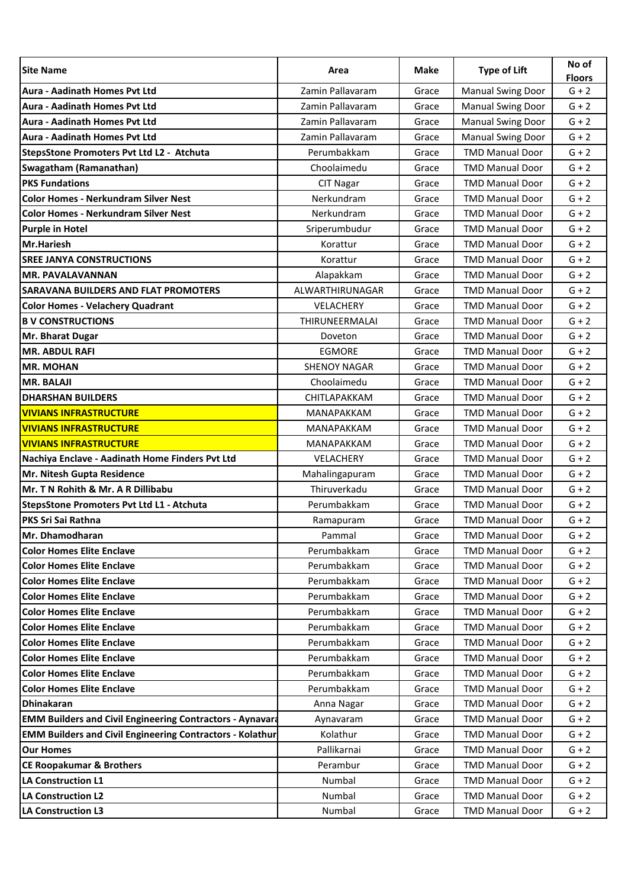| Site Name | Area | Make | Type of Lift | No of Floors |
|---|---|---|---|---|
| **Aura - Aadinath Homes Pvt Ltd** | Zamin Pallavaram | Grace | Manual Swing Door | G + 2 |
| **Aura - Aadinath Homes Pvt Ltd** | Zamin Pallavaram | Grace | Manual Swing Door | G + 2 |
| **Aura - Aadinath Homes Pvt Ltd** | Zamin Pallavaram | Grace | Manual Swing Door | G + 2 |
| **Aura - Aadinath Homes Pvt Ltd** | Zamin Pallavaram | Grace | Manual Swing Door | G + 2 |
| **StepsStone Promoters Pvt Ltd L2 - Atchuta** | Perumbakkam | Grace | TMD Manual Door | G + 2 |
| **Swagatham (Ramanathan)** | Choolaimedu | Grace | TMD Manual Door | G + 2 |
| **PKS Fundations** | CIT Nagar | Grace | TMD Manual Door | G + 2 |
| **Color Homes - Nerkundram Silver Nest** | Nerkundram | Grace | TMD Manual Door | G + 2 |
| **Color Homes - Nerkundram Silver Nest** | Nerkundram | Grace | TMD Manual Door | G + 2 |
| **Purple in Hotel** | Sriperumbudur | Grace | TMD Manual Door | G + 2 |
| **Mr.Hariesh** | Korattur | Grace | TMD Manual Door | G + 2 |
| **SREE JANYA CONSTRUCTIONS** | Korattur | Grace | TMD Manual Door | G + 2 |
| **MR. PAVALAVANNAN** | Alapakkam | Grace | TMD Manual Door | G + 2 |
| **SARAVANA BUILDERS AND FLAT PROMOTERS** | ALWARTHIRUNAGAR | Grace | TMD Manual Door | G + 2 |
| **Color Homes - Velachery Quadrant** | VELACHERY | Grace | TMD Manual Door | G + 2 |
| **B V CONSTRUCTIONS** | THIRUNEERMALAI | Grace | TMD Manual Door | G + 2 |
| **Mr. Bharat Dugar** | Doveton | Grace | TMD Manual Door | G + 2 |
| **MR. ABDUL RAFI** | EGMORE | Grace | TMD Manual Door | G + 2 |
| **MR. MOHAN** | SHENOY NAGAR | Grace | TMD Manual Door | G + 2 |
| **MR. BALAJI** | Choolaimedu | Grace | TMD Manual Door | G + 2 |
| **DHARSHAN BUILDERS** | CHITLAPAKKAM | Grace | TMD Manual Door | G + 2 |
| **VIVIANS INFRASTRUCTURE** | MANAPAKKAM | Grace | TMD Manual Door | G + 2 |
| **VIVIANS INFRASTRUCTURE** | MANAPAKKAM | Grace | TMD Manual Door | G + 2 |
| **VIVIANS INFRASTRUCTURE** | MANAPAKKAM | Grace | TMD Manual Door | G + 2 |
| **Nachiya Enclave - Aadinath Home Finders Pvt Ltd** | VELACHERY | Grace | TMD Manual Door | G + 2 |
| **Mr. Nitesh Gupta Residence** | Mahalingapuram | Grace | TMD Manual Door | G + 2 |
| **Mr. T N Rohith & Mr. A R Dillibabu** | Thiruverkadu | Grace | TMD Manual Door | G + 2 |
| **StepsStone Promoters Pvt Ltd L1 - Atchuta** | Perumbakkam | Grace | TMD Manual Door | G + 2 |
| **PKS Sri Sai Rathna** | Ramapuram | Grace | TMD Manual Door | G + 2 |
| **Mr. Dhamodharan** | Pammal | Grace | TMD Manual Door | G + 2 |
| **Color Homes Elite Enclave** | Perumbakkam | Grace | TMD Manual Door | G + 2 |
| **Color Homes Elite Enclave** | Perumbakkam | Grace | TMD Manual Door | G + 2 |
| **Color Homes Elite Enclave** | Perumbakkam | Grace | TMD Manual Door | G + 2 |
| **Color Homes Elite Enclave** | Perumbakkam | Grace | TMD Manual Door | G + 2 |
| **Color Homes Elite Enclave** | Perumbakkam | Grace | TMD Manual Door | G + 2 |
| **Color Homes Elite Enclave** | Perumbakkam | Grace | TMD Manual Door | G + 2 |
| **Color Homes Elite Enclave** | Perumbakkam | Grace | TMD Manual Door | G + 2 |
| **Color Homes Elite Enclave** | Perumbakkam | Grace | TMD Manual Door | G + 2 |
| **Color Homes Elite Enclave** | Perumbakkam | Grace | TMD Manual Door | G + 2 |
| **Color Homes Elite Enclave** | Perumbakkam | Grace | TMD Manual Door | G + 2 |
| **Dhinakaran** | Anna Nagar | Grace | TMD Manual Door | G + 2 |
| **EMM Builders and Civil Engineering Contractors - Aynavara** | Aynavaram | Grace | TMD Manual Door | G + 2 |
| **EMM Builders and Civil Engineering Contractors - Kolathur** | Kolathur | Grace | TMD Manual Door | G + 2 |
| **Our Homes** | Pallikarnai | Grace | TMD Manual Door | G + 2 |
| **CE Roopakumar & Brothers** | Perambur | Grace | TMD Manual Door | G + 2 |
| **LA Construction L1** | Numbal | Grace | TMD Manual Door | G + 2 |
| **LA Construction L2** | Numbal | Grace | TMD Manual Door | G + 2 |
| **LA Construction L3** | Numbal | Grace | TMD Manual Door | G + 2 |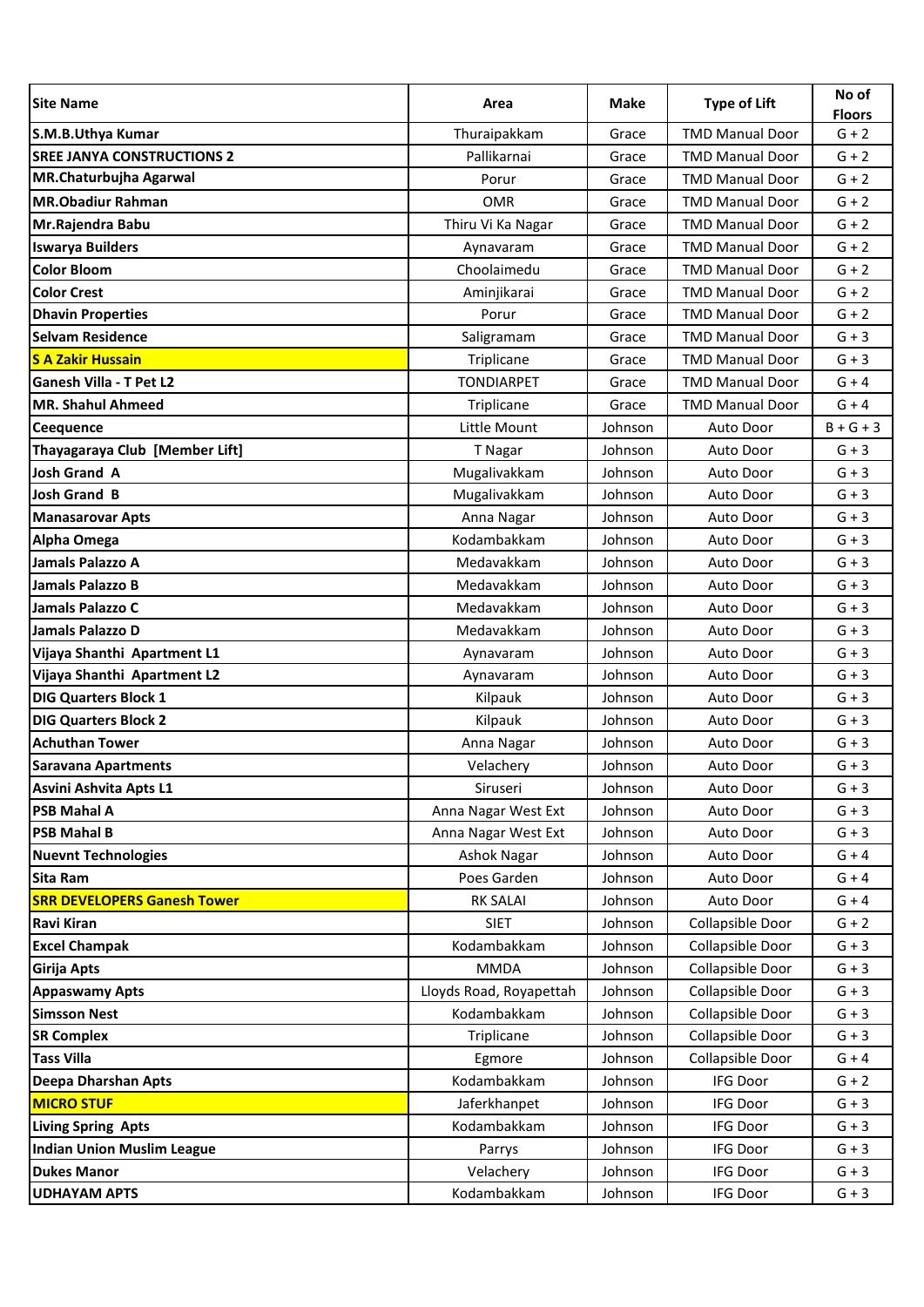| Site Name | Area | Make | Type of Lift | No of Floors |
|---|---|---|---|---|
| **S.M.B.Uthya Kumar** | Thuraipakkam | Grace | TMD Manual Door | G + 2 |
| **SREE JANYA CONSTRUCTIONS 2** | Pallikarnai | Grace | TMD Manual Door | G + 2 |
| **MR.Chaturbujha Agarwal** | Porur | Grace | TMD Manual Door | G + 2 |
| **MR.Obadiur Rahman** | OMR | Grace | TMD Manual Door | G + 2 |
| **Mr.Rajendra Babu** | Thiru Vi Ka Nagar | Grace | TMD Manual Door | G + 2 |
| **Iswarya Builders** | Aynavaram | Grace | TMD Manual Door | G + 2 |
| **Color Bloom** | Choolaimedu | Grace | TMD Manual Door | G + 2 |
| **Color Crest** | Aminjikarai | Grace | TMD Manual Door | G + 2 |
| **Dhavin Properties** | Porur | Grace | TMD Manual Door | G + 2 |
| **Selvam Residence** | Saligramam | Grace | TMD Manual Door | G + 3 |
| **S A Zakir Hussain** | Triplicane | Grace | TMD Manual Door | G + 3 |
| **Ganesh Villa - T Pet L2** | TONDIARPET | Grace | TMD Manual Door | G + 4 |
| **MR. Shahul Ahmeed** | Triplicane | Grace | TMD Manual Door | G + 4 |
| **Ceequence** | Little Mount | Johnson | Auto Door | B + G + 3 |
| **Thayagaraya Club [Member Lift]** | T Nagar | Johnson | Auto Door | G + 3 |
| **Josh Grand A** | Mugalivakkam | Johnson | Auto Door | G + 3 |
| **Josh Grand B** | Mugalivakkam | Johnson | Auto Door | G + 3 |
| **Manasarovar Apts** | Anna Nagar | Johnson | Auto Door | G + 3 |
| **Alpha Omega** | Kodambakkam | Johnson | Auto Door | G + 3 |
| **Jamals Palazzo A** | Medavakkam | Johnson | Auto Door | G + 3 |
| **Jamals Palazzo B** | Medavakkam | Johnson | Auto Door | G + 3 |
| **Jamals Palazzo C** | Medavakkam | Johnson | Auto Door | G + 3 |
| **Jamals Palazzo D** | Medavakkam | Johnson | Auto Door | G + 3 |
| **Vijaya Shanthi Apartment L1** | Aynavaram | Johnson | Auto Door | G + 3 |
| **Vijaya Shanthi Apartment L2** | Aynavaram | Johnson | Auto Door | G + 3 |
| **DIG Quarters Block 1** | Kilpauk | Johnson | Auto Door | G + 3 |
| **DIG Quarters Block 2** | Kilpauk | Johnson | Auto Door | G + 3 |
| **Achuthan Tower** | Anna Nagar | Johnson | Auto Door | G + 3 |
| **Saravana Apartments** | Velachery | Johnson | Auto Door | G + 3 |
| **Asvini Ashvita Apts L1** | Siruseri | Johnson | Auto Door | G + 3 |
| **PSB Mahal A** | Anna Nagar West Ext | Johnson | Auto Door | G + 3 |
| **PSB Mahal B** | Anna Nagar West Ext | Johnson | Auto Door | G + 3 |
| **Nuevnt Technologies** | Ashok Nagar | Johnson | Auto Door | G + 4 |
| **Sita Ram** | Poes Garden | Johnson | Auto Door | G + 4 |
| **SRR DEVELOPERS Ganesh Tower** | RK SALAI | Johnson | Auto Door | G + 4 |
| **Ravi Kiran** | SIET | Johnson | Collapsible Door | G + 2 |
| **Excel Champak** | Kodambakkam | Johnson | Collapsible Door | G + 3 |
| **Girija Apts** | MMDA | Johnson | Collapsible Door | G + 3 |
| **Appaswamy Apts** | Lloyds Road, Royapettah | Johnson | Collapsible Door | G + 3 |
| **Simsson Nest** | Kodambakkam | Johnson | Collapsible Door | G + 3 |
| **SR Complex** | Triplicane | Johnson | Collapsible Door | G + 3 |
| **Tass Villa** | Egmore | Johnson | Collapsible Door | G + 4 |
| **Deepa Dharshan Apts** | Kodambakkam | Johnson | IFG Door | G + 2 |
| **MICRO STUF** | Jaferkhanpet | Johnson | IFG Door | G + 3 |
| **Living Spring Apts** | Kodambakkam | Johnson | IFG Door | G + 3 |
| **Indian Union Muslim League** | Parrys | Johnson | IFG Door | G + 3 |
| **Dukes Manor** | Velachery | Johnson | IFG Door | G + 3 |
| **UDHAYAM APTS** | Kodambakkam | Johnson | IFG Door | G + 3 |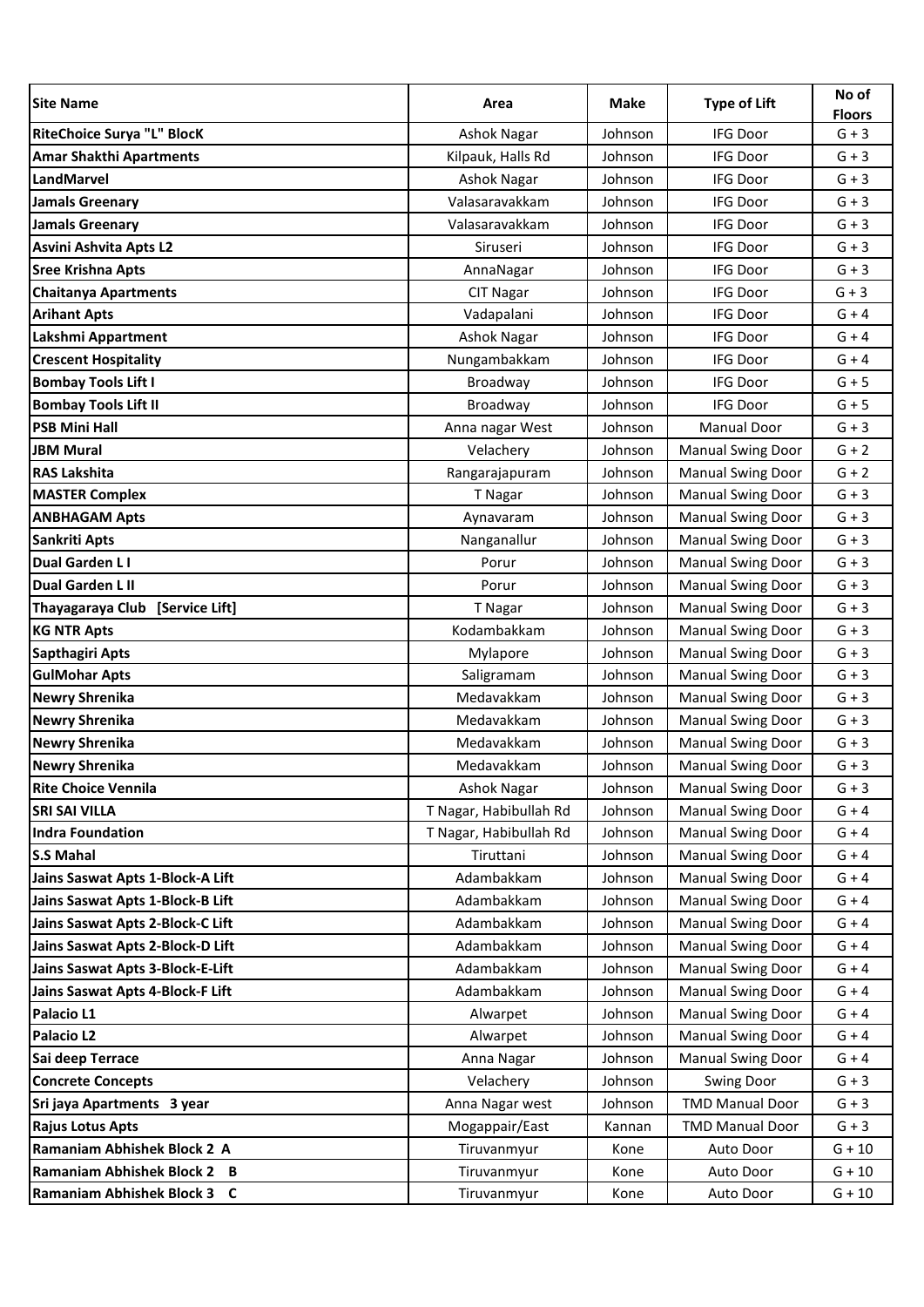| Site Name | Area | Make | Type of Lift | No of Floors |
|---|---|---|---|---|
| **RiteChoice Surya "L" BlocK** | Ashok Nagar | Johnson | IFG Door | G + 3 |
| **Amar Shakthi Apartments** | Kilpauk, Halls Rd | Johnson | IFG Door | G + 3 |
| **LandMarvel** | Ashok Nagar | Johnson | IFG Door | G + 3 |
| **Jamals Greenary** | Valasaravakkam | Johnson | IFG Door | G + 3 |
| **Jamals Greenary** | Valasaravakkam | Johnson | IFG Door | G + 3 |
| **Asvini Ashvita Apts L2** | Siruseri | Johnson | IFG Door | G + 3 |
| **Sree Krishna Apts** | AnnaNagar | Johnson | IFG Door | G + 3 |
| **Chaitanya Apartments** | CIT Nagar | Johnson | IFG Door | G + 3 |
| **Arihant Apts** | Vadapalani | Johnson | IFG Door | G + 4 |
| **Lakshmi Appartment** | Ashok Nagar | Johnson | IFG Door | G + 4 |
| **Crescent Hospitality** | Nungambakkam | Johnson | IFG Door | G + 4 |
| **Bombay Tools Lift I** | Broadway | Johnson | IFG Door | G + 5 |
| **Bombay Tools Lift II** | Broadway | Johnson | IFG Door | G + 5 |
| **PSB Mini Hall** | Anna nagar West | Johnson | Manual Door | G + 3 |
| **JBM Mural** | Velachery | Johnson | Manual Swing Door | G + 2 |
| **RAS Lakshita** | Rangarajapuram | Johnson | Manual Swing Door | G + 2 |
| **MASTER Complex** | T Nagar | Johnson | Manual Swing Door | G + 3 |
| **ANBHAGAM Apts** | Aynavaram | Johnson | Manual Swing Door | G + 3 |
| **Sankriti Apts** | Nanganallur | Johnson | Manual Swing Door | G + 3 |
| **Dual Garden L I** | Porur | Johnson | Manual Swing Door | G + 3 |
| **Dual Garden L II** | Porur | Johnson | Manual Swing Door | G + 3 |
| **Thayagaraya Club [Service Lift]** | T Nagar | Johnson | Manual Swing Door | G + 3 |
| **KG NTR Apts** | Kodambakkam | Johnson | Manual Swing Door | G + 3 |
| **Sapthagiri Apts** | Mylapore | Johnson | Manual Swing Door | G + 3 |
| **GulMohar Apts** | Saligramam | Johnson | Manual Swing Door | G + 3 |
| **Newry Shrenika** | Medavakkam | Johnson | Manual Swing Door | G + 3 |
| **Newry Shrenika** | Medavakkam | Johnson | Manual Swing Door | G + 3 |
| **Newry Shrenika** | Medavakkam | Johnson | Manual Swing Door | G + 3 |
| **Newry Shrenika** | Medavakkam | Johnson | Manual Swing Door | G + 3 |
| **Rite Choice Vennila** | Ashok Nagar | Johnson | Manual Swing Door | G + 3 |
| **SRI SAI VILLA** | T Nagar, Habibullah Rd | Johnson | Manual Swing Door | G + 4 |
| **Indra Foundation** | T Nagar, Habibullah Rd | Johnson | Manual Swing Door | G + 4 |
| **S.S Mahal** | Tiruttani | Johnson | Manual Swing Door | G + 4 |
| **Jains Saswat Apts 1-Block-A Lift** | Adambakkam | Johnson | Manual Swing Door | G + 4 |
| **Jains Saswat Apts 1-Block-B Lift** | Adambakkam | Johnson | Manual Swing Door | G + 4 |
| **Jains Saswat Apts 2-Block-C Lift** | Adambakkam | Johnson | Manual Swing Door | G + 4 |
| **Jains Saswat Apts 2-Block-D Lift** | Adambakkam | Johnson | Manual Swing Door | G + 4 |
| **Jains Saswat Apts 3-Block-E-Lift** | Adambakkam | Johnson | Manual Swing Door | G + 4 |
| **Jains Saswat Apts 4-Block-F Lift** | Adambakkam | Johnson | Manual Swing Door | G + 4 |
| **Palacio L1** | Alwarpet | Johnson | Manual Swing Door | G + 4 |
| **Palacio L2** | Alwarpet | Johnson | Manual Swing Door | G + 4 |
| **Sai deep Terrace** | Anna Nagar | Johnson | Manual Swing Door | G + 4 |
| **Concrete Concepts** | Velachery | Johnson | Swing Door | G + 3 |
| **Sri jaya Apartments 3 year** | Anna Nagar west | Johnson | TMD Manual Door | G + 3 |
| **Rajus Lotus Apts** | Mogappair/East | Kannan | TMD Manual Door | G + 3 |
| **Ramaniam Abhishek Block 2 A** | Tiruvanmyur | Kone | Auto Door | G + 10 |
| **Ramaniam Abhishek Block 2 B** | Tiruvanmyur | Kone | Auto Door | G + 10 |
| **Ramaniam Abhishek Block 3 C** | Tiruvanmyur | Kone | Auto Door | G + 10 |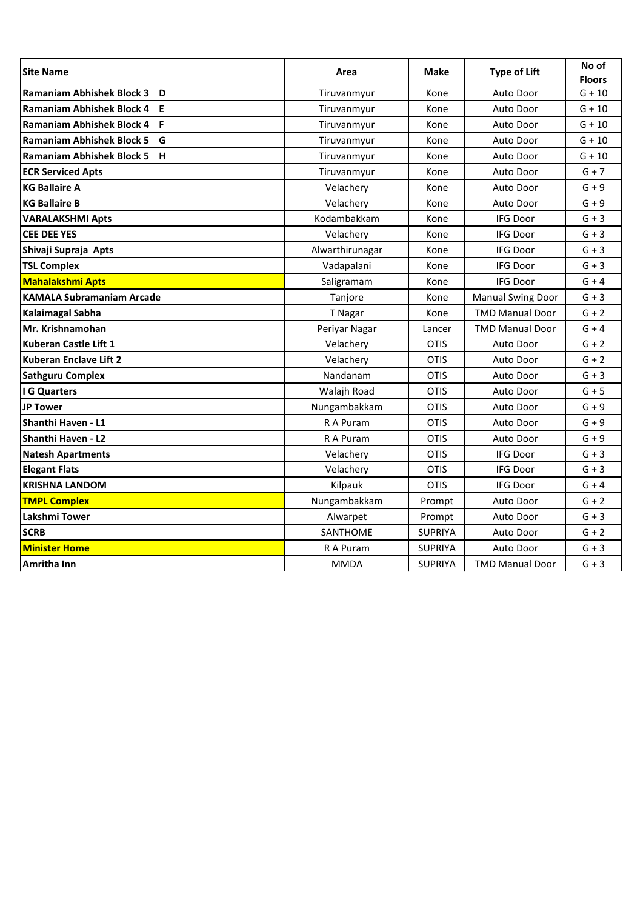| Site Name | Area | Make | Type of Lift | No of Floors |
| --- | --- | --- | --- | --- |
| **Ramaniam Abhishek Block 3 D** | Tiruvanmyur | Kone | Auto Door | G + 10 |
| **Ramaniam Abhishek Block 4 E** | Tiruvanmyur | Kone | Auto Door | G + 10 |
| **Ramaniam Abhishek Block 4 F** | Tiruvanmyur | Kone | Auto Door | G + 10 |
| **Ramaniam Abhishek Block 5 G** | Tiruvanmyur | Kone | Auto Door | G + 10 |
| **Ramaniam Abhishek Block 5 H** | Tiruvanmyur | Kone | Auto Door | G + 10 |
| **ECR Serviced Apts** | Tiruvanmyur | Kone | Auto Door | G + 7 |
| **KG Ballaire A** | Velachery | Kone | Auto Door | G + 9 |
| **KG Ballaire B** | Velachery | Kone | Auto Door | G + 9 |
| **VARALAKSHMI Apts** | Kodambakkam | Kone | IFG Door | G + 3 |
| **CEE DEE YES** | Velachery | Kone | IFG Door | G + 3 |
| **Shivaji Supraja Apts** | Alwarthirunagar | Kone | IFG Door | G + 3 |
| **TSL Complex** | Vadapalani | Kone | IFG Door | G + 3 |
| **Mahalakshmi Apts** | Saligramam | Kone | IFG Door | G + 4 |
| **KAMALA Subramaniam Arcade** | Tanjore | Kone | Manual Swing Door | G + 3 |
| **Kalaimagal Sabha** | T Nagar | Kone | TMD Manual Door | G + 2 |
| **Mr. Krishnamohan** | Periyar Nagar | Lancer | TMD Manual Door | G + 4 |
| **Kuberan Castle Lift 1** | Velachery | OTIS | Auto Door | G + 2 |
| **Kuberan Enclave Lift 2** | Velachery | OTIS | Auto Door | G + 2 |
| **Sathguru Complex** | Nandanam | OTIS | Auto Door | G + 3 |
| **I G Quarters** | Walajh Road | OTIS | Auto Door | G + 5 |
| **JP Tower** | Nungambakkam | OTIS | Auto Door | G + 9 |
| **Shanthi Haven - L1** | R A Puram | OTIS | Auto Door | G + 9 |
| **Shanthi Haven - L2** | R A Puram | OTIS | Auto Door | G + 9 |
| **Natesh Apartments** | Velachery | OTIS | IFG Door | G + 3 |
| **Elegant Flats** | Velachery | OTIS | IFG Door | G + 3 |
| **KRISHNA LANDOM** | Kilpauk | OTIS | IFG Door | G + 4 |
| **TMPL Complex** | Nungambakkam | Prompt | Auto Door | G + 2 |
| **Lakshmi Tower** | Alwarpet | Prompt | Auto Door | G + 3 |
| **SCRB** | SANTHOME | SUPRIYA | Auto Door | G + 2 |
| **Minister Home** | R A Puram | SUPRIYA | Auto Door | G + 3 |
| **Amritha Inn** | MMDA | SUPRIYA | TMD Manual Door | G + 3 |